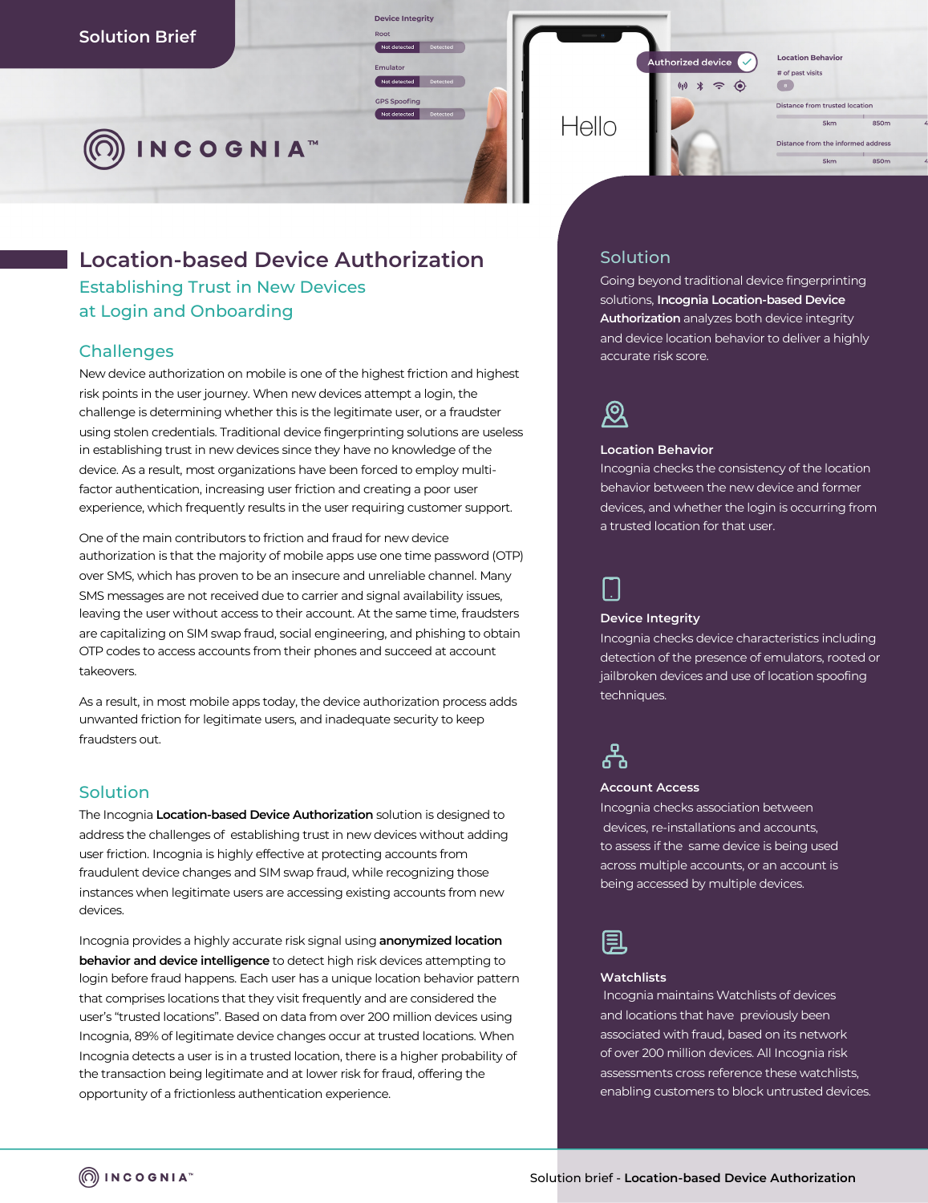Solution Brief

INCOGNIA™

# Location-based Device Authorization

## Establishing Trust in New Devices at Login and Onboarding

### Challenges

New device authorization on mobile is one of the highest friction and highest risk points in the user journey. When new devices attempt a login, the challenge is determining whether this is the legitimate user, or a fraudster using stolen credentials. Traditional device fingerprinting solutions are useless in establishing trust in new devices since they have no knowledge of the device. As a result, most organizations have been forced to employ multi-factor authentication, increasing user friction and creating a poor user experience, which frequently results in the user requiring customer support.

One of the main contributors to friction and fraud for new device authorization is that the majority of mobile apps use one time password (OTP) over SMS, which has proven to be an insecure and unreliable channel. Many SMS messages are not received due to carrier and signal availability issues, leaving the user without access to their account. At the same time, fraudsters are capitalizing on SIM swap fraud, social engineering, and phishing to obtain OTP codes to access accounts from their phones and succeed at account takeovers.

As a result, in most mobile apps today, the device authorization process adds unwanted friction for legitimate users, and inadequate security to keep fraudsters out.

### Solution

The Incognia **Location-based Device Authorization** solution is designed to address the challenges of establishing trust in new devices without adding user friction. Incognia is highly effective at protecting accounts from fraudulent device changes and SIM swap fraud, while recognizing those instances when legitimate users are accessing existing accounts from new devices.

Incognia provides a highly accurate risk signal using **anonymized location behavior and device intelligence** to detect high risk devices attempting to login before fraud happens. Each user has a unique location behavior pattern that comprises locations that they visit frequently and are considered the user's "trusted locations". Based on data from over 200 million devices using Incognia, 89% of legitimate device changes occur at trusted locations. When Incognia detects a user is in a trusted location, there is a higher probability of the transaction being legitimate and at lower risk for fraud, offering the opportunity of a frictionless authentication experience.

### Solution

Going beyond traditional device fingerprinting solutions, **Incognia Location-based Device Authorization** analyzes both device integrity and device location behavior to deliver a highly accurate risk score.

**Location Behavior**
Incognia checks the consistency of the location behavior between the new device and former devices, and whether the login is occurring from a trusted location for that user.

**Device Integrity**
Incognia checks device characteristics including detection of the presence of emulators, rooted or jailbroken devices and use of location spoofing techniques.

**Account Access**
Incognia checks association between devices, re-installations and accounts, to assess if the same device is being used across multiple accounts, or an account is being accessed by multiple devices.

**Watchlists**
Incognia maintains Watchlists of devices and locations that have previously been associated with fraud, based on its network of over 200 million devices. All Incognia risk assessments cross reference these watchlists, enabling customers to block untrusted devices.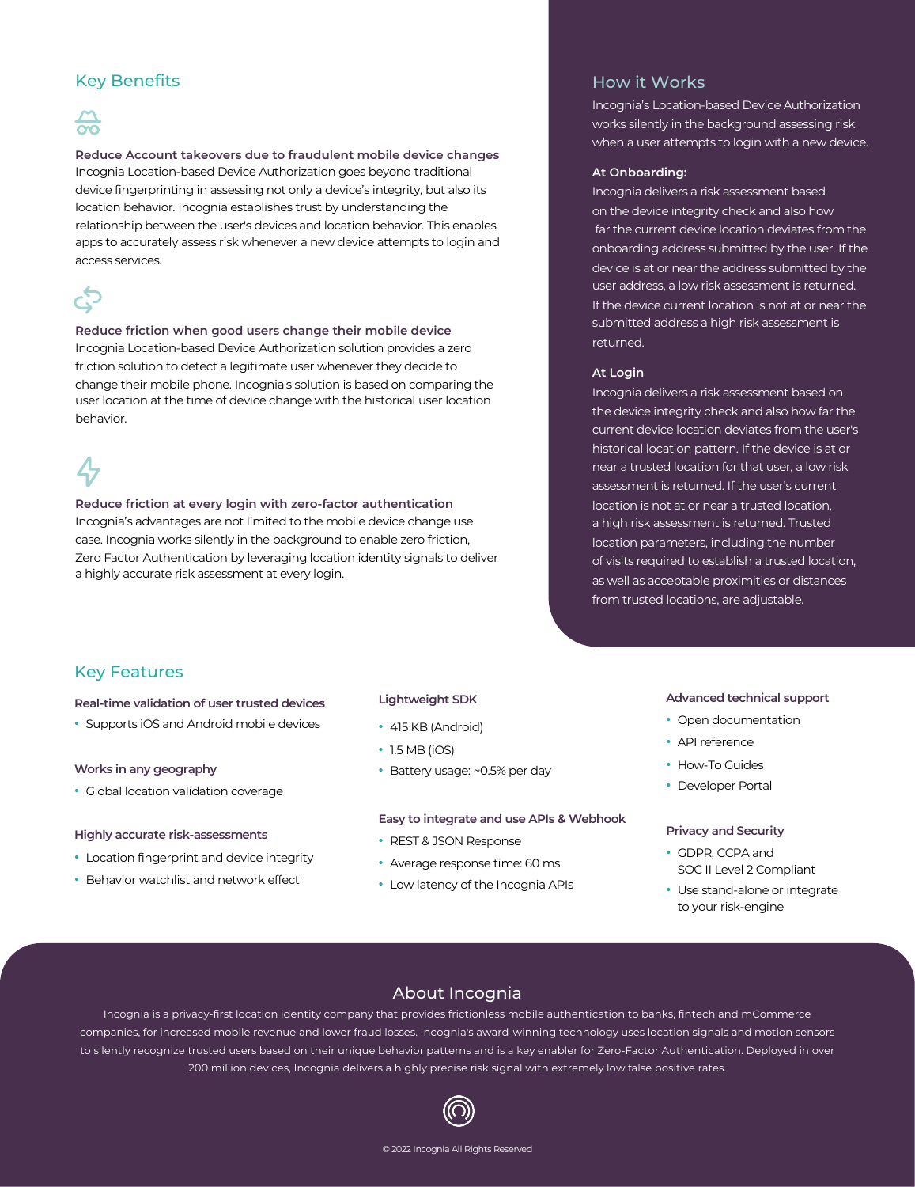## Key Benefits

**Reduce Account takeovers due to fraudulent mobile device changes**
Incognia Location-based Device Authorization goes beyond traditional device fingerprinting in assessing not only a device's integrity, but also its location behavior. Incognia establishes trust by understanding the relationship between the user's devices and location behavior. This enables apps to accurately assess risk whenever a new device attempts to login and access services.

**Reduce friction when good users change their mobile device**
Incognia Location-based Device Authorization solution provides a zero friction solution to detect a legitimate user whenever they decide to change their mobile phone. Incognia's solution is based on comparing the user location at the time of device change with the historical user location behavior.

**Reduce friction at every login with zero-factor authentication**
Incognia's advantages are not limited to the mobile device change use case. Incognia works silently in the background to enable zero friction, Zero Factor Authentication by leveraging location identity signals to deliver a highly accurate risk assessment at every login.

## How it Works

Incognia's Location-based Device Authorization works silently in the background assessing risk when a user attempts to login with a new device.

**At Onboarding:**
Incognia delivers a risk assessment based on the device integrity check and also how far the current device location deviates from the onboarding address submitted by the user. If the device is at or near the address submitted by the user address, a low risk assessment is returned. If the device current location is not at or near the submitted address a high risk assessment is returned.

**At Login**
Incognia delivers a risk assessment based on the device integrity check and also how far the current device location deviates from the user's historical location pattern. If the device is at or near a trusted location for that user, a low risk assessment is returned. If the user's current location is not at or near a trusted location, a high risk assessment is returned. Trusted location parameters, including the number of visits required to establish a trusted location, as well as acceptable proximities or distances from trusted locations, are adjustable.

## Key Features

**Real-time validation of user trusted devices**
- Supports iOS and Android mobile devices

**Works in any geography**
- Global location validation coverage

**Highly accurate risk-assessments**
- Location fingerprint and device integrity
- Behavior watchlist and network effect

**Lightweight SDK**
- 415 KB (Android)
- 1.5 MB (iOS)
- Battery usage: ~0.5% per day

**Easy to integrate and use APIs & Webhook**
- REST & JSON Response
- Average response time: 60 ms
- Low latency of the Incognia APIs

**Advanced technical support**
- Open documentation
- API reference
- How-To Guides
- Developer Portal

**Privacy and Security**
- GDPR, CCPA and SOC II Level 2 Compliant
- Use stand-alone or integrate to your risk-engine

## About Incognia

Incognia is a privacy-first location identity company that provides frictionless mobile authentication to banks, fintech and mCommerce companies, for increased mobile revenue and lower fraud losses. Incognia's award-winning technology uses location signals and motion sensors to silently recognize trusted users based on their unique behavior patterns and is a key enabler for Zero-Factor Authentication. Deployed in over 200 million devices, Incognia delivers a highly precise risk signal with extremely low false positive rates.

© 2022 Incognia All Rights Reserved